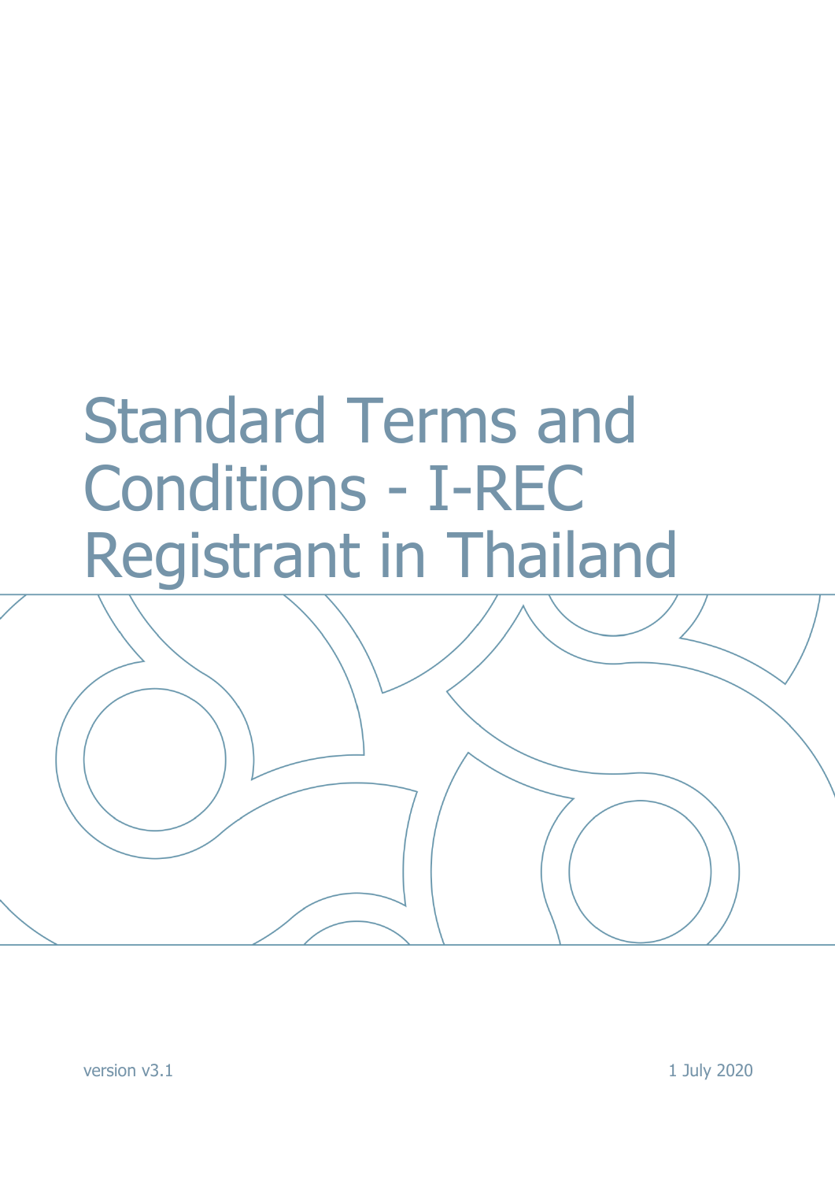# Standard Terms and Conditions - I-REC Registrant in Thailand

version v3.1

1 July 2020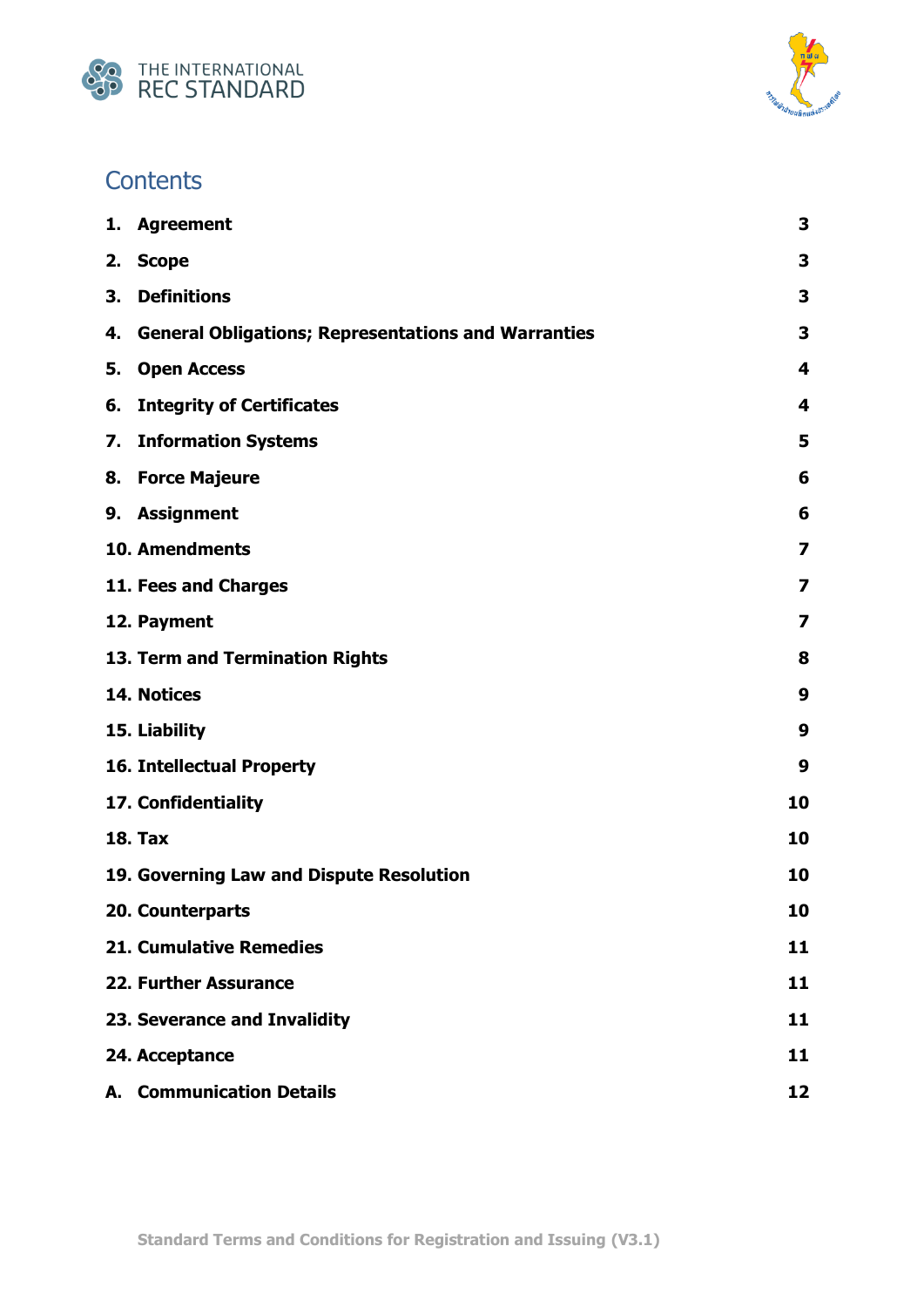## Contents

| | | |
|---|---|---|
| 1. | **Agreement** | 3 |
| 2. | **Scope** | 3 |
| 3. | **Definitions** | 3 |
| 4. | **General Obligations; Representations and Warranties** | 3 |
| 5. | **Open Access** | 4 |
| 6. | **Integrity of Certificates** | 4 |
| 7. | **Information Systems** | 5 |
| 8. | **Force Majeure** | 6 |
| 9. | **Assignment** | 6 |
| 10. | **Amendments** | 7 |
| 11. | **Fees and Charges** | 7 |
| 12. | **Payment** | 7 |
| 13. | **Term and Termination Rights** | 8 |
| 14. | **Notices** | 9 |
| 15. | **Liability** | 9 |
| 16. | **Intellectual Property** | 9 |
| 17. | **Confidentiality** | 10 |
| 18. | **Tax** | 10 |
| 19. | **Governing Law and Dispute Resolution** | 10 |
| 20. | **Counterparts** | 10 |
| 21. | **Cumulative Remedies** | 11 |
| 22. | **Further Assurance** | 11 |
| 23. | **Severance and Invalidity** | 11 |
| 24. | **Acceptance** | 11 |
| A. | **Communication Details** | 12 |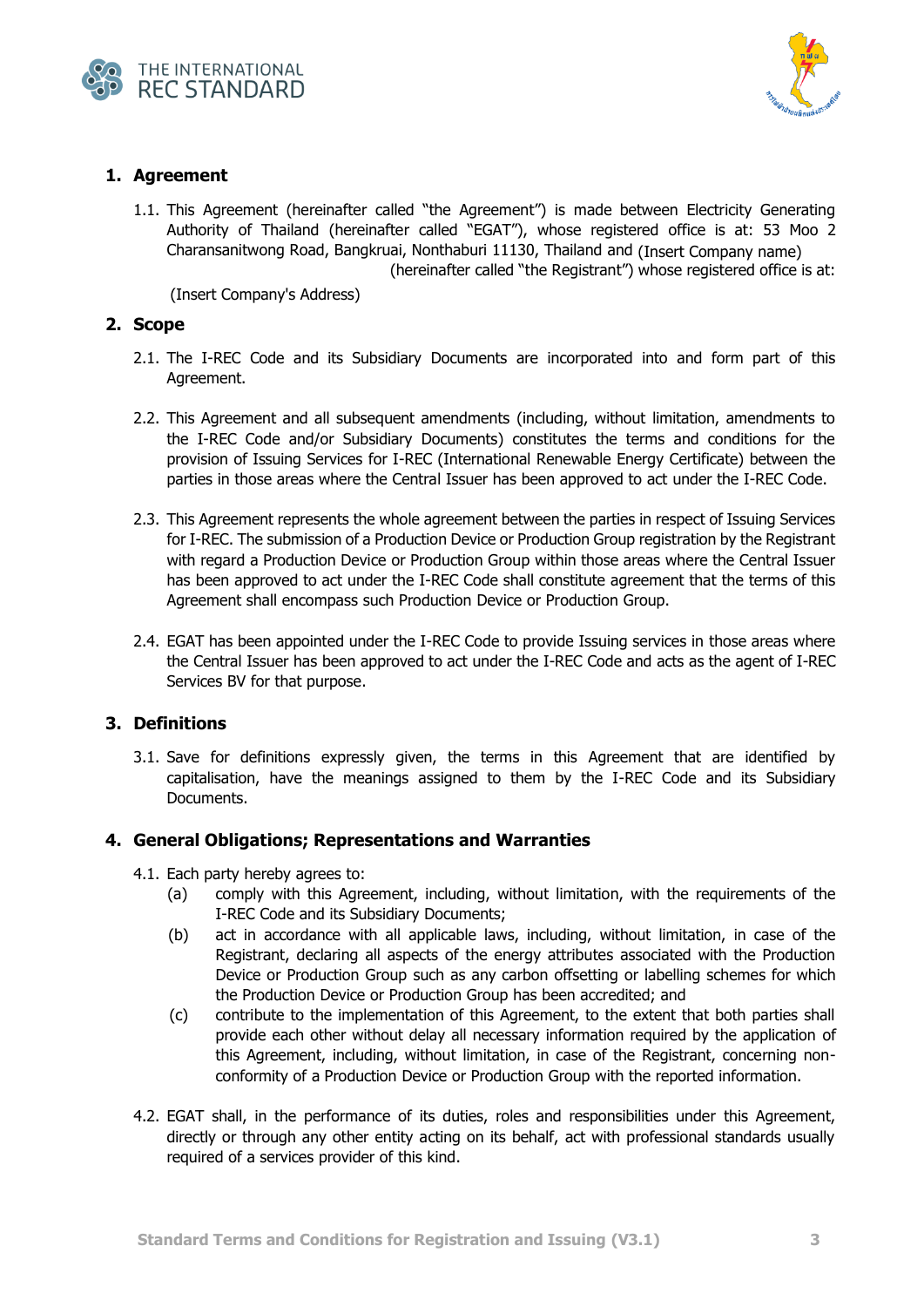## 1. Agreement

1.1. This Agreement (hereinafter called "the Agreement") is made between Electricity Generating Authority of Thailand (hereinafter called "EGAT"), whose registered office is at: 53 Moo 2 Charansanitwong Road, Bangkruai, Nonthaburi 11130, Thailand and (Insert Company name) (hereinafter called "the Registrant") whose registered office is at: (Insert Company's Address)

## 2. Scope

2.1. The I-REC Code and its Subsidiary Documents are incorporated into and form part of this Agreement.

2.2. This Agreement and all subsequent amendments (including, without limitation, amendments to the I-REC Code and/or Subsidiary Documents) constitutes the terms and conditions for the provision of Issuing Services for I-REC (International Renewable Energy Certificate) between the parties in those areas where the Central Issuer has been approved to act under the I-REC Code.

2.3. This Agreement represents the whole agreement between the parties in respect of Issuing Services for I-REC. The submission of a Production Device or Production Group registration by the Registrant with regard a Production Device or Production Group within those areas where the Central Issuer has been approved to act under the I-REC Code shall constitute agreement that the terms of this Agreement shall encompass such Production Device or Production Group.

2.4. EGAT has been appointed under the I-REC Code to provide Issuing services in those areas where the Central Issuer has been approved to act under the I-REC Code and acts as the agent of I-REC Services BV for that purpose.

## 3. Definitions

3.1. Save for definitions expressly given, the terms in this Agreement that are identified by capitalisation, have the meanings assigned to them by the I-REC Code and its Subsidiary Documents.

## 4. General Obligations; Representations and Warranties

4.1. Each party hereby agrees to:

- (a) comply with this Agreement, including, without limitation, with the requirements of the I-REC Code and its Subsidiary Documents;
- (b) act in accordance with all applicable laws, including, without limitation, in case of the Registrant, declaring all aspects of the energy attributes associated with the Production Device or Production Group such as any carbon offsetting or labelling schemes for which the Production Device or Production Group has been accredited; and
- (c) contribute to the implementation of this Agreement, to the extent that both parties shall provide each other without delay all necessary information required by the application of this Agreement, including, without limitation, in case of the Registrant, concerning non-conformity of a Production Device or Production Group with the reported information.

4.2. EGAT shall, in the performance of its duties, roles and responsibilities under this Agreement, directly or through any other entity acting on its behalf, act with professional standards usually required of a services provider of this kind.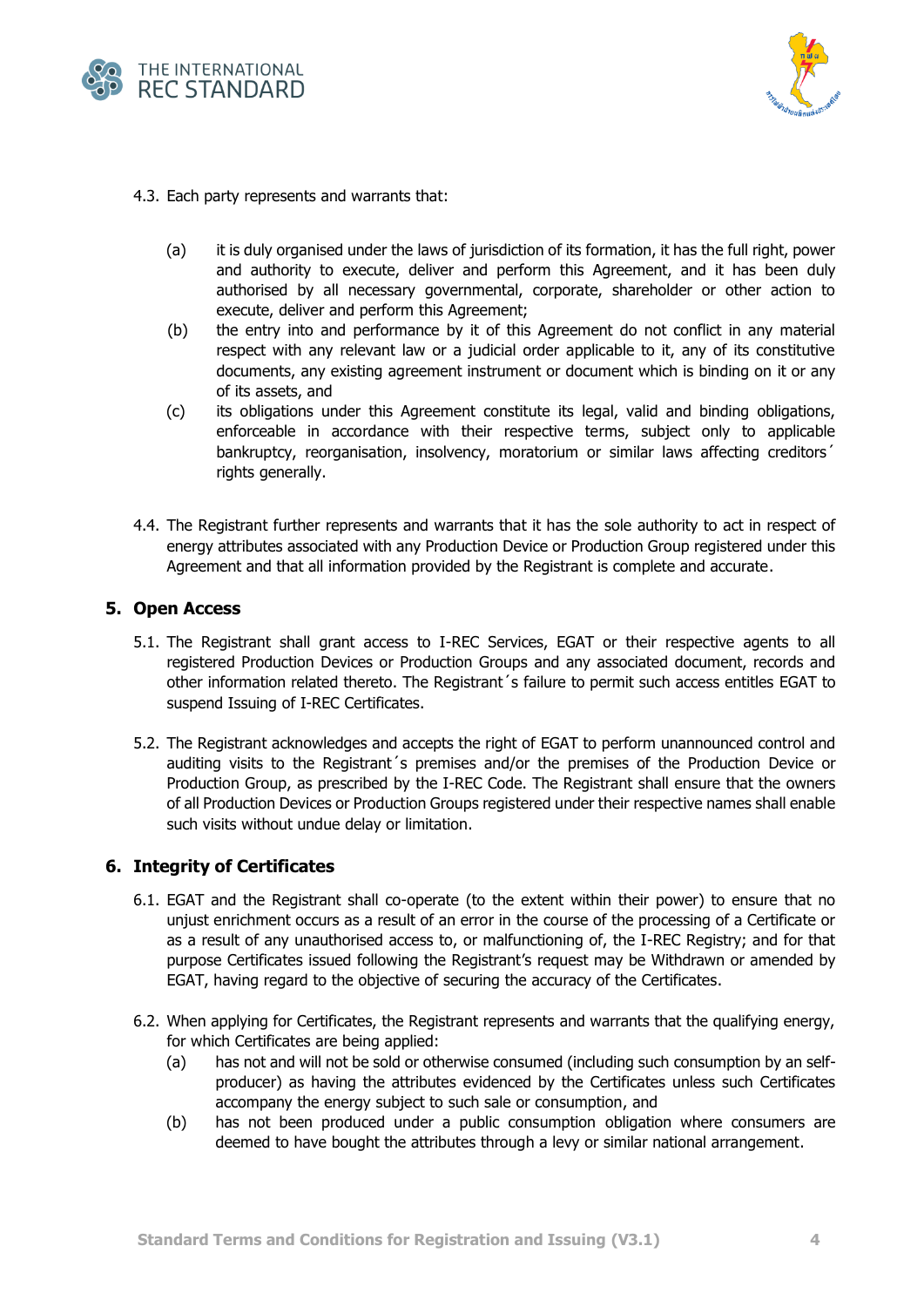4.3. Each party represents and warrants that:

(a) it is duly organised under the laws of jurisdiction of its formation, it has the full right, power and authority to execute, deliver and perform this Agreement, and it has been duly authorised by all necessary governmental, corporate, shareholder or other action to execute, deliver and perform this Agreement;

(b) the entry into and performance by it of this Agreement do not conflict in any material respect with any relevant law or a judicial order applicable to it, any of its constitutive documents, any existing agreement instrument or document which is binding on it or any of its assets, and

(c) its obligations under this Agreement constitute its legal, valid and binding obligations, enforceable in accordance with their respective terms, subject only to applicable bankruptcy, reorganisation, insolvency, moratorium or similar laws affecting creditors´ rights generally.

4.4. The Registrant further represents and warrants that it has the sole authority to act in respect of energy attributes associated with any Production Device or Production Group registered under this Agreement and that all information provided by the Registrant is complete and accurate.

## 5. Open Access

5.1. The Registrant shall grant access to I-REC Services, EGAT or their respective agents to all registered Production Devices or Production Groups and any associated document, records and other information related thereto. The Registrant´s failure to permit such access entitles EGAT to suspend Issuing of I-REC Certificates.

5.2. The Registrant acknowledges and accepts the right of EGAT to perform unannounced control and auditing visits to the Registrant´s premises and/or the premises of the Production Device or Production Group, as prescribed by the I-REC Code. The Registrant shall ensure that the owners of all Production Devices or Production Groups registered under their respective names shall enable such visits without undue delay or limitation.

## 6. Integrity of Certificates

6.1. EGAT and the Registrant shall co-operate (to the extent within their power) to ensure that no unjust enrichment occurs as a result of an error in the course of the processing of a Certificate or as a result of any unauthorised access to, or malfunctioning of, the I-REC Registry; and for that purpose Certificates issued following the Registrant's request may be Withdrawn or amended by EGAT, having regard to the objective of securing the accuracy of the Certificates.

6.2. When applying for Certificates, the Registrant represents and warrants that the qualifying energy, for which Certificates are being applied:

(a) has not and will not be sold or otherwise consumed (including such consumption by an self-producer) as having the attributes evidenced by the Certificates unless such Certificates accompany the energy subject to such sale or consumption, and

(b) has not been produced under a public consumption obligation where consumers are deemed to have bought the attributes through a levy or similar national arrangement.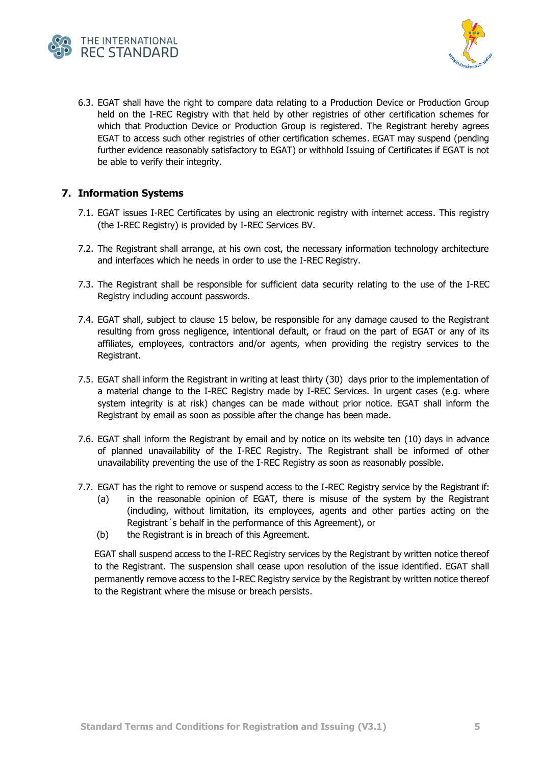6.3. EGAT shall have the right to compare data relating to a Production Device or Production Group held on the I-REC Registry with that held by other registries of other certification schemes for which that Production Device or Production Group is registered. The Registrant hereby agrees EGAT to access such other registries of other certification schemes. EGAT may suspend (pending further evidence reasonably satisfactory to EGAT) or withhold Issuing of Certificates if EGAT is not be able to verify their integrity.

## 7. Information Systems

7.1. EGAT issues I-REC Certificates by using an electronic registry with internet access. This registry (the I-REC Registry) is provided by I-REC Services BV.

7.2. The Registrant shall arrange, at his own cost, the necessary information technology architecture and interfaces which he needs in order to use the I-REC Registry.

7.3. The Registrant shall be responsible for sufficient data security relating to the use of the I-REC Registry including account passwords.

7.4. EGAT shall, subject to clause 15 below, be responsible for any damage caused to the Registrant resulting from gross negligence, intentional default, or fraud on the part of EGAT or any of its affiliates, employees, contractors and/or agents, when providing the registry services to the Registrant.

7.5. EGAT shall inform the Registrant in writing at least thirty (30) days prior to the implementation of a material change to the I-REC Registry made by I-REC Services. In urgent cases (e.g. where system integrity is at risk) changes can be made without prior notice. EGAT shall inform the Registrant by email as soon as possible after the change has been made.

7.6. EGAT shall inform the Registrant by email and by notice on its website ten (10) days in advance of planned unavailability of the I-REC Registry. The Registrant shall be informed of other unavailability preventing the use of the I-REC Registry as soon as reasonably possible.

7.7. EGAT has the right to remove or suspend access to the I-REC Registry service by the Registrant if:

(a) in the reasonable opinion of EGAT, there is misuse of the system by the Registrant (including, without limitation, its employees, agents and other parties acting on the Registrant´s behalf in the performance of this Agreement), or

(b) the Registrant is in breach of this Agreement.

EGAT shall suspend access to the I-REC Registry services by the Registrant by written notice thereof to the Registrant. The suspension shall cease upon resolution of the issue identified. EGAT shall permanently remove access to the I-REC Registry service by the Registrant by written notice thereof to the Registrant where the misuse or breach persists.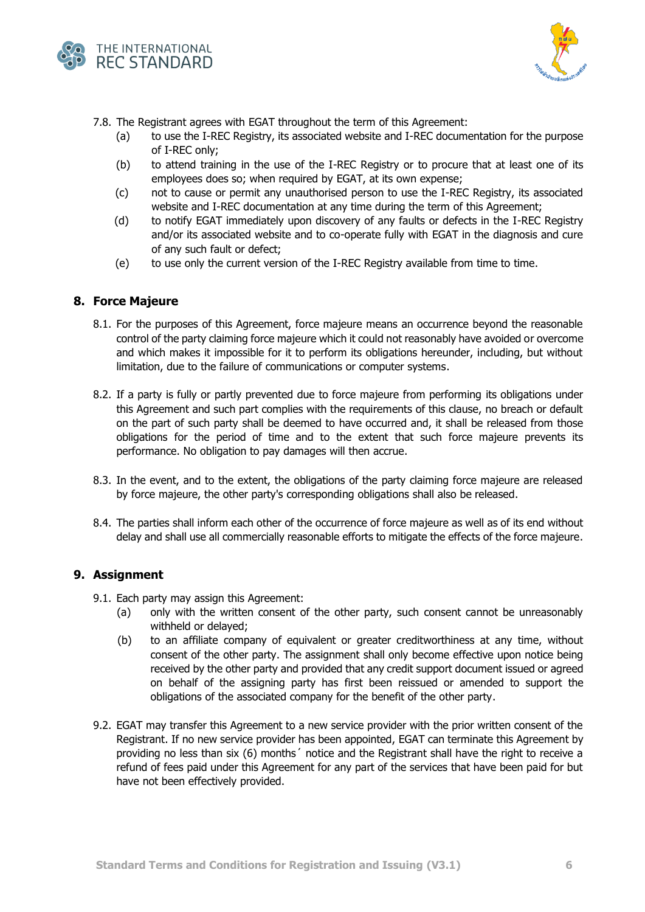7.8. The Registrant agrees with EGAT throughout the term of this Agreement:

(a) to use the I-REC Registry, its associated website and I-REC documentation for the purpose of I-REC only;

(b) to attend training in the use of the I-REC Registry or to procure that at least one of its employees does so; when required by EGAT, at its own expense;

(c) not to cause or permit any unauthorised person to use the I-REC Registry, its associated website and I-REC documentation at any time during the term of this Agreement;

(d) to notify EGAT immediately upon discovery of any faults or defects in the I-REC Registry and/or its associated website and to co-operate fully with EGAT in the diagnosis and cure of any such fault or defect;

(e) to use only the current version of the I-REC Registry available from time to time.

## 8. Force Majeure

8.1. For the purposes of this Agreement, force majeure means an occurrence beyond the reasonable control of the party claiming force majeure which it could not reasonably have avoided or overcome and which makes it impossible for it to perform its obligations hereunder, including, but without limitation, due to the failure of communications or computer systems.

8.2. If a party is fully or partly prevented due to force majeure from performing its obligations under this Agreement and such part complies with the requirements of this clause, no breach or default on the part of such party shall be deemed to have occurred and, it shall be released from those obligations for the period of time and to the extent that such force majeure prevents its performance. No obligation to pay damages will then accrue.

8.3. In the event, and to the extent, the obligations of the party claiming force majeure are released by force majeure, the other party's corresponding obligations shall also be released.

8.4. The parties shall inform each other of the occurrence of force majeure as well as of its end without delay and shall use all commercially reasonable efforts to mitigate the effects of the force majeure.

## 9. Assignment

9.1. Each party may assign this Agreement:

(a) only with the written consent of the other party, such consent cannot be unreasonably withheld or delayed;

(b) to an affiliate company of equivalent or greater creditworthiness at any time, without consent of the other party. The assignment shall only become effective upon notice being received by the other party and provided that any credit support document issued or agreed on behalf of the assigning party has first been reissued or amended to support the obligations of the associated company for the benefit of the other party.

9.2. EGAT may transfer this Agreement to a new service provider with the prior written consent of the Registrant. If no new service provider has been appointed, EGAT can terminate this Agreement by providing no less than six (6) months´ notice and the Registrant shall have the right to receive a refund of fees paid under this Agreement for any part of the services that have been paid for but have not been effectively provided.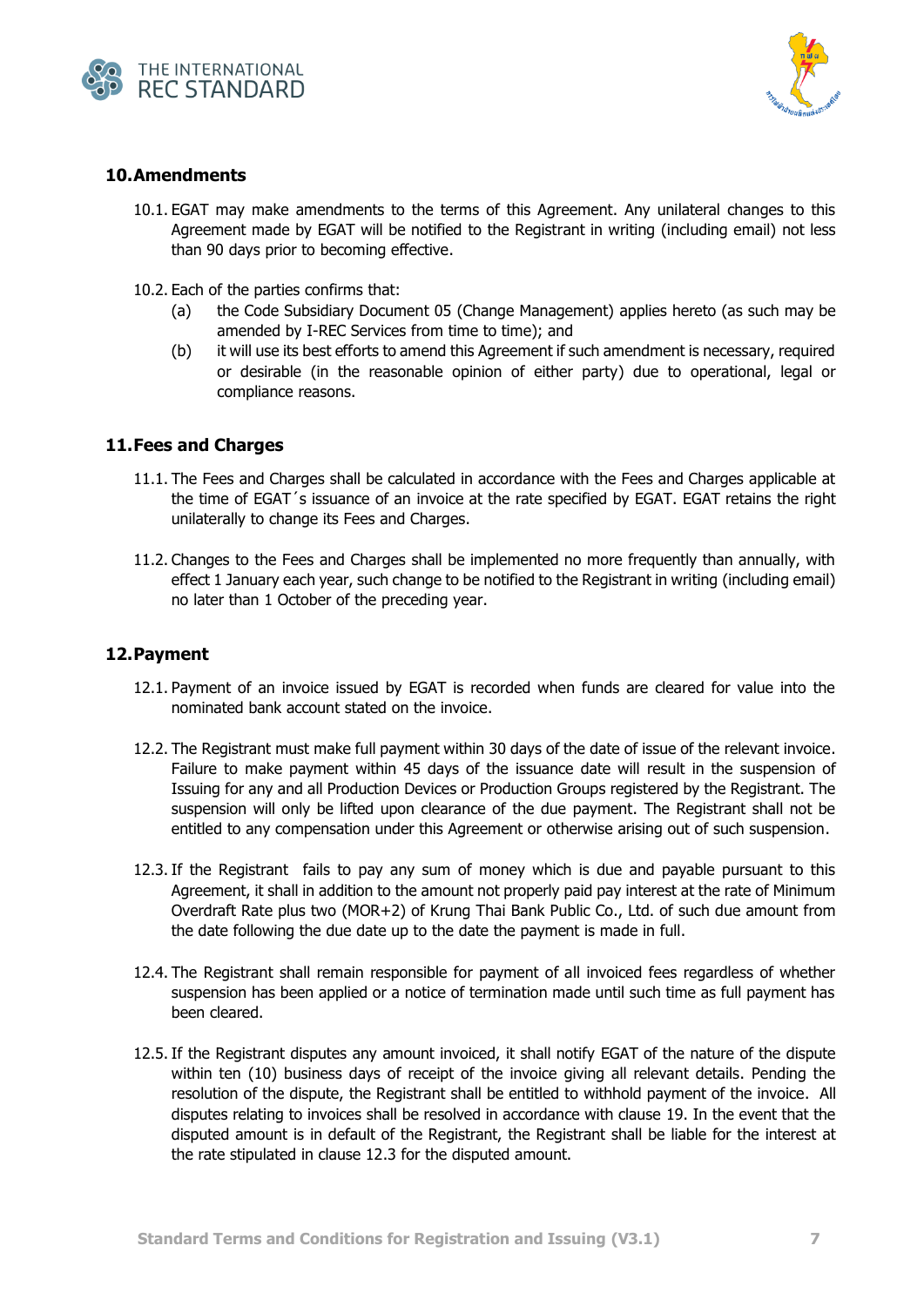## 10. Amendments

10.1. EGAT may make amendments to the terms of this Agreement. Any unilateral changes to this Agreement made by EGAT will be notified to the Registrant in writing (including email) not less than 90 days prior to becoming effective.

10.2. Each of the parties confirms that:

(a) the Code Subsidiary Document 05 (Change Management) applies hereto (as such may be amended by I-REC Services from time to time); and

(b) it will use its best efforts to amend this Agreement if such amendment is necessary, required or desirable (in the reasonable opinion of either party) due to operational, legal or compliance reasons.

## 11. Fees and Charges

11.1. The Fees and Charges shall be calculated in accordance with the Fees and Charges applicable at the time of EGAT´s issuance of an invoice at the rate specified by EGAT. EGAT retains the right unilaterally to change its Fees and Charges.

11.2. Changes to the Fees and Charges shall be implemented no more frequently than annually, with effect 1 January each year, such change to be notified to the Registrant in writing (including email) no later than 1 October of the preceding year.

## 12. Payment

12.1. Payment of an invoice issued by EGAT is recorded when funds are cleared for value into the nominated bank account stated on the invoice.

12.2. The Registrant must make full payment within 30 days of the date of issue of the relevant invoice. Failure to make payment within 45 days of the issuance date will result in the suspension of Issuing for any and all Production Devices or Production Groups registered by the Registrant. The suspension will only be lifted upon clearance of the due payment. The Registrant shall not be entitled to any compensation under this Agreement or otherwise arising out of such suspension.

12.3. If the Registrant fails to pay any sum of money which is due and payable pursuant to this Agreement, it shall in addition to the amount not properly paid pay interest at the rate of Minimum Overdraft Rate plus two (MOR+2) of Krung Thai Bank Public Co., Ltd. of such due amount from the date following the due date up to the date the payment is made in full.

12.4. The Registrant shall remain responsible for payment of all invoiced fees regardless of whether suspension has been applied or a notice of termination made until such time as full payment has been cleared.

12.5. If the Registrant disputes any amount invoiced, it shall notify EGAT of the nature of the dispute within ten (10) business days of receipt of the invoice giving all relevant details. Pending the resolution of the dispute, the Registrant shall be entitled to withhold payment of the invoice. All disputes relating to invoices shall be resolved in accordance with clause 19. In the event that the disputed amount is in default of the Registrant, the Registrant shall be liable for the interest at the rate stipulated in clause 12.3 for the disputed amount.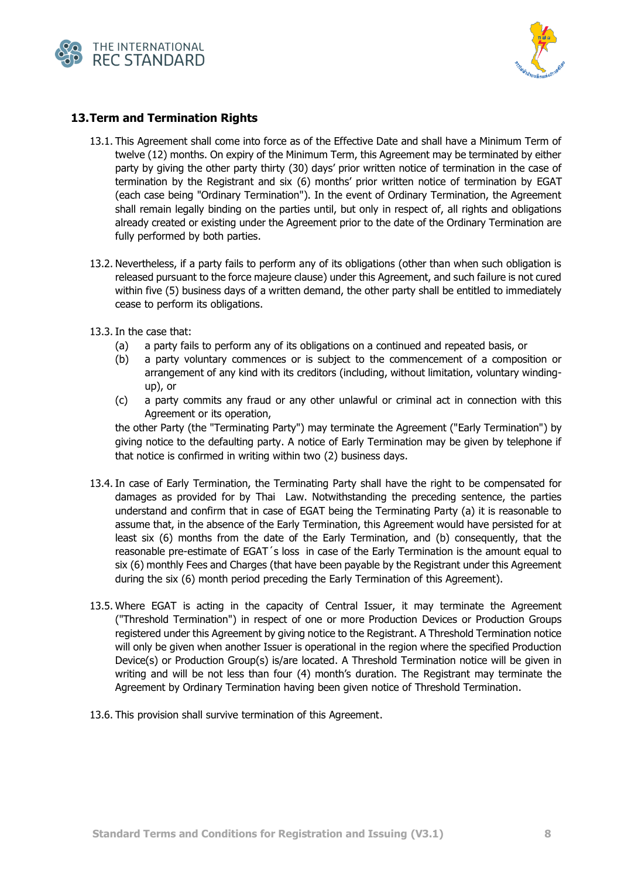## 13. Term and Termination Rights

13.1. This Agreement shall come into force as of the Effective Date and shall have a Minimum Term of twelve (12) months. On expiry of the Minimum Term, this Agreement may be terminated by either party by giving the other party thirty (30) days' prior written notice of termination in the case of termination by the Registrant and six (6) months' prior written notice of termination by EGAT (each case being "Ordinary Termination"). In the event of Ordinary Termination, the Agreement shall remain legally binding on the parties until, but only in respect of, all rights and obligations already created or existing under the Agreement prior to the date of the Ordinary Termination are fully performed by both parties.

13.2. Nevertheless, if a party fails to perform any of its obligations (other than when such obligation is released pursuant to the force majeure clause) under this Agreement, and such failure is not cured within five (5) business days of a written demand, the other party shall be entitled to immediately cease to perform its obligations.

13.3. In the case that:

(a) a party fails to perform any of its obligations on a continued and repeated basis, or

(b) a party voluntary commences or is subject to the commencement of a composition or arrangement of any kind with its creditors (including, without limitation, voluntary winding-up), or

(c) a party commits any fraud or any other unlawful or criminal act in connection with this Agreement or its operation,

the other Party (the "Terminating Party") may terminate the Agreement ("Early Termination") by giving notice to the defaulting party. A notice of Early Termination may be given by telephone if that notice is confirmed in writing within two (2) business days.

13.4. In case of Early Termination, the Terminating Party shall have the right to be compensated for damages as provided for by Thai Law. Notwithstanding the preceding sentence, the parties understand and confirm that in case of EGAT being the Terminating Party (a) it is reasonable to assume that, in the absence of the Early Termination, this Agreement would have persisted for at least six (6) months from the date of the Early Termination, and (b) consequently, that the reasonable pre-estimate of EGAT´s loss in case of the Early Termination is the amount equal to six (6) monthly Fees and Charges (that have been payable by the Registrant under this Agreement during the six (6) month period preceding the Early Termination of this Agreement).

13.5. Where EGAT is acting in the capacity of Central Issuer, it may terminate the Agreement ("Threshold Termination") in respect of one or more Production Devices or Production Groups registered under this Agreement by giving notice to the Registrant. A Threshold Termination notice will only be given when another Issuer is operational in the region where the specified Production Device(s) or Production Group(s) is/are located. A Threshold Termination notice will be given in writing and will be not less than four (4) month's duration. The Registrant may terminate the Agreement by Ordinary Termination having been given notice of Threshold Termination.

13.6. This provision shall survive termination of this Agreement.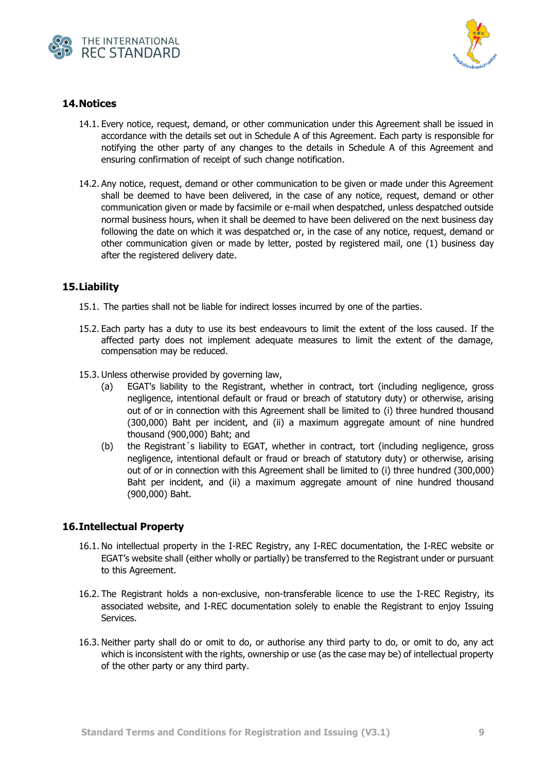## 14. Notices

14.1. Every notice, request, demand, or other communication under this Agreement shall be issued in accordance with the details set out in Schedule A of this Agreement. Each party is responsible for notifying the other party of any changes to the details in Schedule A of this Agreement and ensuring confirmation of receipt of such change notification.

14.2. Any notice, request, demand or other communication to be given or made under this Agreement shall be deemed to have been delivered, in the case of any notice, request, demand or other communication given or made by facsimile or e-mail when despatched, unless despatched outside normal business hours, when it shall be deemed to have been delivered on the next business day following the date on which it was despatched or, in the case of any notice, request, demand or other communication given or made by letter, posted by registered mail, one (1) business day after the registered delivery date.

## 15. Liability

15.1. The parties shall not be liable for indirect losses incurred by one of the parties.

15.2. Each party has a duty to use its best endeavours to limit the extent of the loss caused. If the affected party does not implement adequate measures to limit the extent of the damage, compensation may be reduced.

15.3. Unless otherwise provided by governing law,

(a) EGAT's liability to the Registrant, whether in contract, tort (including negligence, gross negligence, intentional default or fraud or breach of statutory duty) or otherwise, arising out of or in connection with this Agreement shall be limited to (i) three hundred thousand (300,000) Baht per incident, and (ii) a maximum aggregate amount of nine hundred thousand (900,000) Baht; and

(b) the Registrant´s liability to EGAT, whether in contract, tort (including negligence, gross negligence, intentional default or fraud or breach of statutory duty) or otherwise, arising out of or in connection with this Agreement shall be limited to (i) three hundred (300,000) Baht per incident, and (ii) a maximum aggregate amount of nine hundred thousand (900,000) Baht.

## 16. Intellectual Property

16.1. No intellectual property in the I-REC Registry, any I-REC documentation, the I-REC website or EGAT's website shall (either wholly or partially) be transferred to the Registrant under or pursuant to this Agreement.

16.2. The Registrant holds a non-exclusive, non-transferable licence to use the I-REC Registry, its associated website, and I-REC documentation solely to enable the Registrant to enjoy Issuing Services.

16.3. Neither party shall do or omit to do, or authorise any third party to do, or omit to do, any act which is inconsistent with the rights, ownership or use (as the case may be) of intellectual property of the other party or any third party.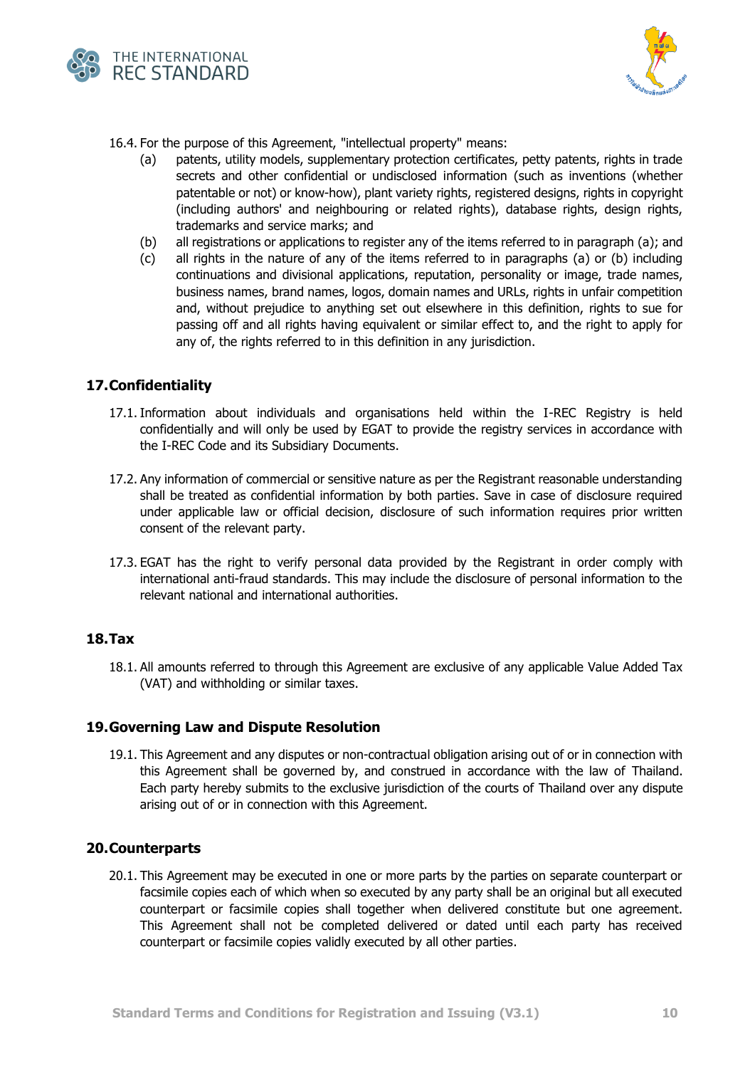16.4. For the purpose of this Agreement, "intellectual property" means:

(a) patents, utility models, supplementary protection certificates, petty patents, rights in trade secrets and other confidential or undisclosed information (such as inventions (whether patentable or not) or know-how), plant variety rights, registered designs, rights in copyright (including authors' and neighbouring or related rights), database rights, design rights, trademarks and service marks; and

(b) all registrations or applications to register any of the items referred to in paragraph (a); and

(c) all rights in the nature of any of the items referred to in paragraphs (a) or (b) including continuations and divisional applications, reputation, personality or image, trade names, business names, brand names, logos, domain names and URLs, rights in unfair competition and, without prejudice to anything set out elsewhere in this definition, rights to sue for passing off and all rights having equivalent or similar effect to, and the right to apply for any of, the rights referred to in this definition in any jurisdiction.

## 17. Confidentiality

17.1. Information about individuals and organisations held within the I-REC Registry is held confidentially and will only be used by EGAT to provide the registry services in accordance with the I-REC Code and its Subsidiary Documents.

17.2. Any information of commercial or sensitive nature as per the Registrant reasonable understanding shall be treated as confidential information by both parties. Save in case of disclosure required under applicable law or official decision, disclosure of such information requires prior written consent of the relevant party.

17.3. EGAT has the right to verify personal data provided by the Registrant in order comply with international anti-fraud standards. This may include the disclosure of personal information to the relevant national and international authorities.

## 18. Tax

18.1. All amounts referred to through this Agreement are exclusive of any applicable Value Added Tax (VAT) and withholding or similar taxes.

## 19. Governing Law and Dispute Resolution

19.1. This Agreement and any disputes or non-contractual obligation arising out of or in connection with this Agreement shall be governed by, and construed in accordance with the law of Thailand. Each party hereby submits to the exclusive jurisdiction of the courts of Thailand over any dispute arising out of or in connection with this Agreement.

## 20. Counterparts

20.1. This Agreement may be executed in one or more parts by the parties on separate counterpart or facsimile copies each of which when so executed by any party shall be an original but all executed counterpart or facsimile copies shall together when delivered constitute but one agreement. This Agreement shall not be completed delivered or dated until each party has received counterpart or facsimile copies validly executed by all other parties.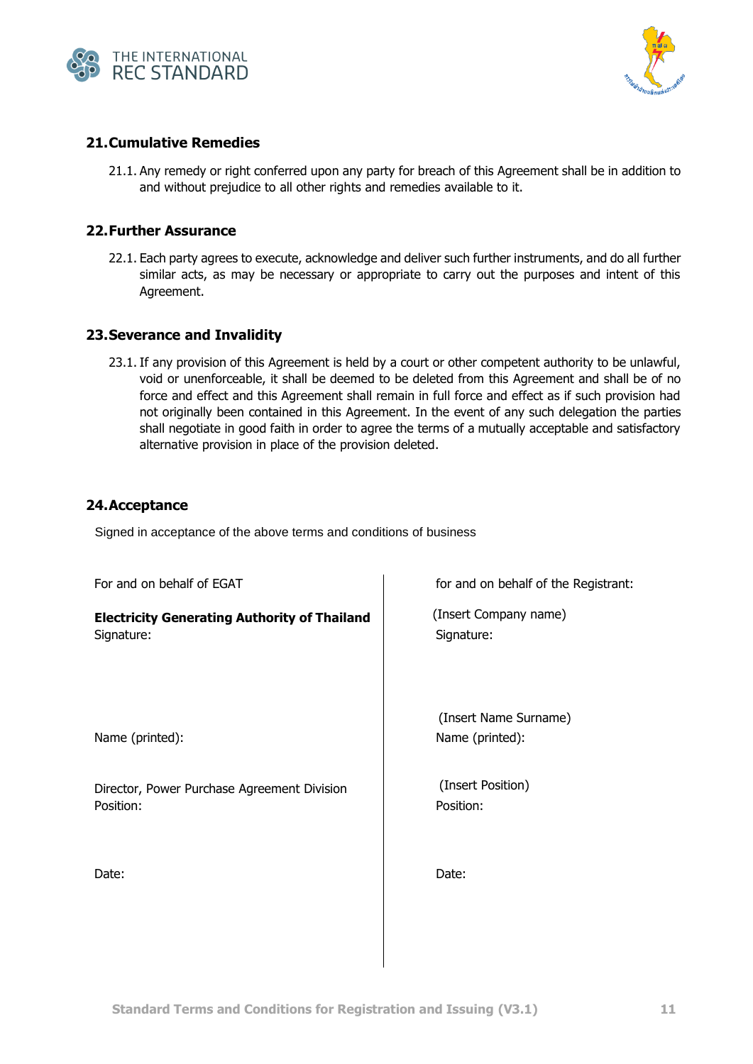## 21. Cumulative Remedies

21.1. Any remedy or right conferred upon any party for breach of this Agreement shall be in addition to and without prejudice to all other rights and remedies available to it.

## 22. Further Assurance

22.1. Each party agrees to execute, acknowledge and deliver such further instruments, and do all further similar acts, as may be necessary or appropriate to carry out the purposes and intent of this Agreement.

## 23. Severance and Invalidity

23.1. If any provision of this Agreement is held by a court or other competent authority to be unlawful, void or unenforceable, it shall be deemed to be deleted from this Agreement and shall be of no force and effect and this Agreement shall remain in full force and effect as if such provision had not originally been contained in this Agreement. In the event of any such delegation the parties shall negotiate in good faith in order to agree the terms of a mutually acceptable and satisfactory alternative provision in place of the provision deleted.

## 24. Acceptance

Signed in acceptance of the above terms and conditions of business

| For and on behalf of EGAT | for and on behalf of the Registrant: |
|---|---|
| **Electricity Generating Authority of Thailand** | (Insert Company name) |
| Signature: | Signature: |
| | (Insert Name Surname) |
| Name (printed): | Name (printed): |
| Director, Power Purchase Agreement Division | (Insert Position) |
| Position: | Position: |
| Date: | Date: |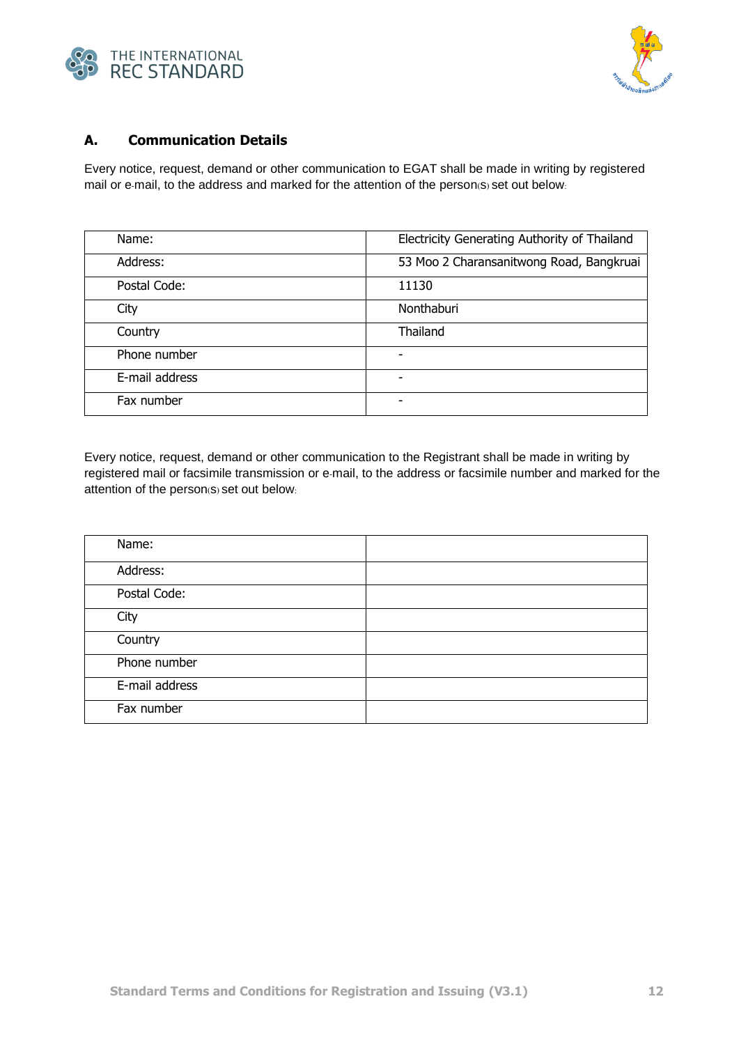## A. Communication Details

Every notice, request, demand or other communication to EGAT shall be made in writing by registered mail or e-mail, to the address and marked for the attention of the person(s) set out below:

| | |
|---|---|
| Name: | Electricity Generating Authority of Thailand |
| Address: | 53 Moo 2 Charansanitwong Road, Bangkruai |
| Postal Code: | 11130 |
| City | Nonthaburi |
| Country | Thailand |
| Phone number | - |
| E-mail address | - |
| Fax number | - |

Every notice, request, demand or other communication to the Registrant shall be made in writing by registered mail or facsimile transmission or e-mail, to the address or facsimile number and marked for the attention of the person(s) set out below:

| | |
|---|---|
| Name: | |
| Address: | |
| Postal Code: | |
| City | |
| Country | |
| Phone number | |
| E-mail address | |
| Fax number | |